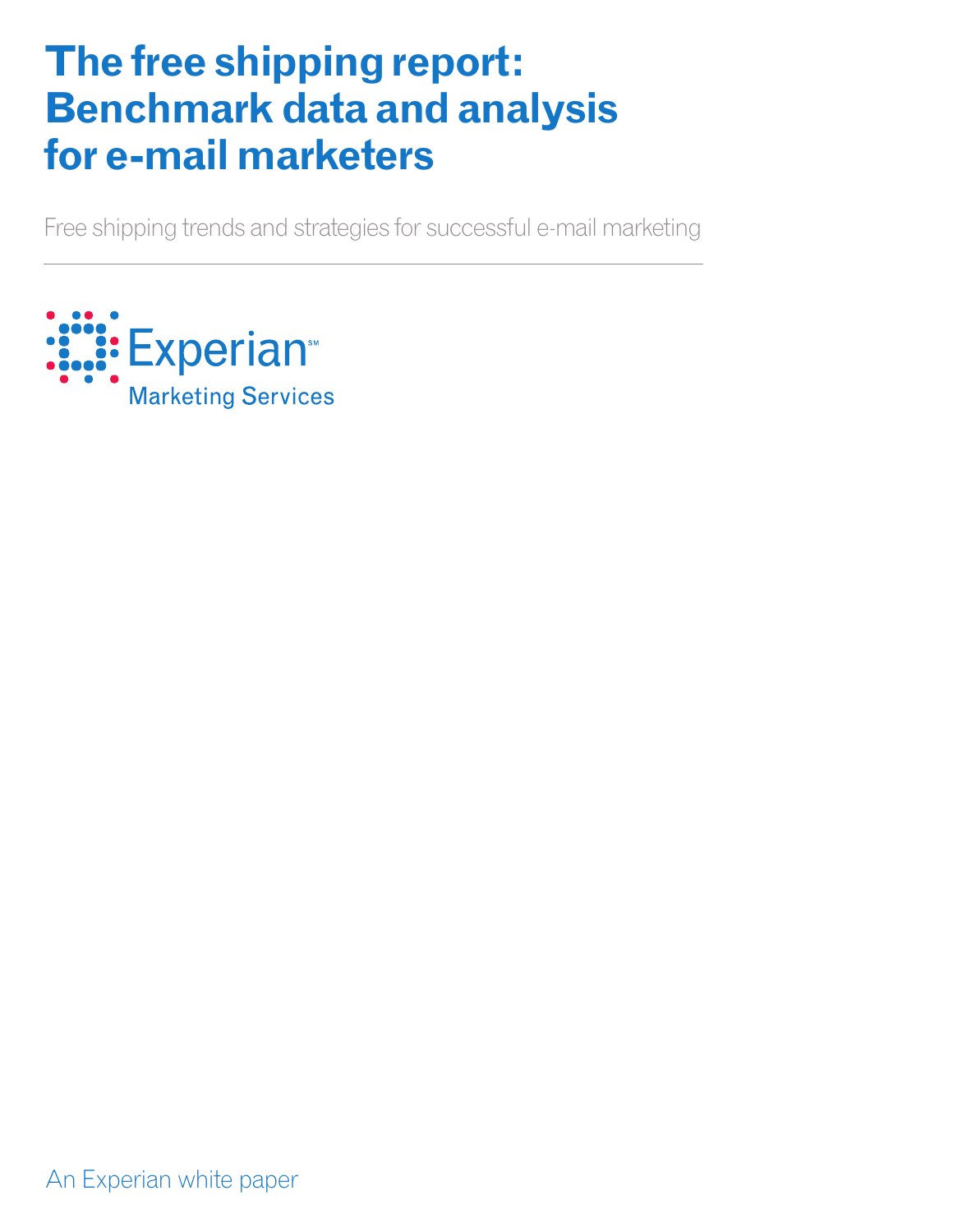# The free shipping report: Benchmark data and analysis for e-mail marketers

Free shipping trends and strategies for successful e-mail marketing

Experian[SM]
Marketing Services

An Experian white paper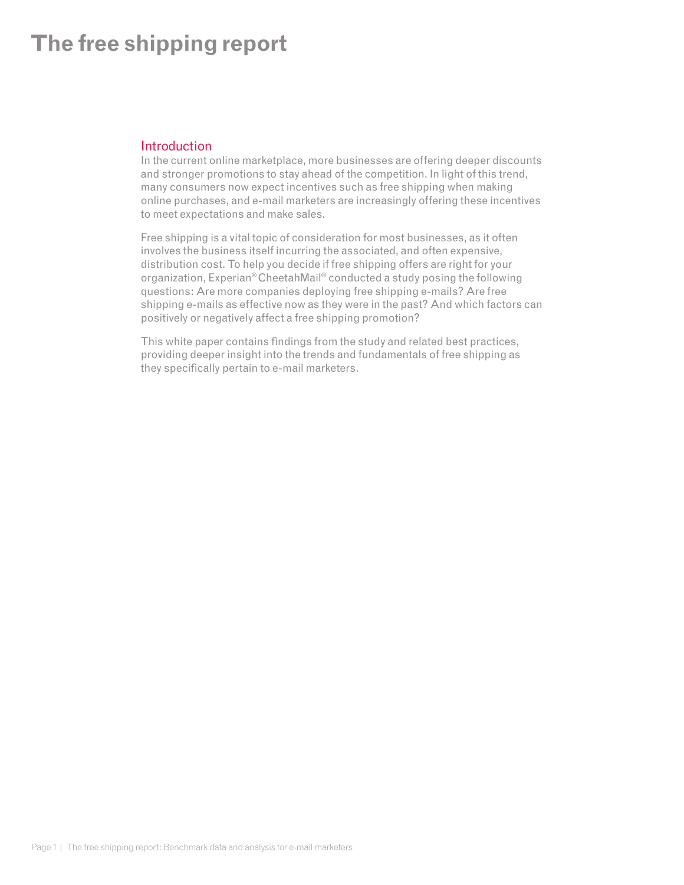# The free shipping report

## Introduction

In the current online marketplace, more businesses are offering deeper discounts and stronger promotions to stay ahead of the competition. In light of this trend, many consumers now expect incentives such as free shipping when making online purchases, and e-mail marketers are increasingly offering these incentives to meet expectations and make sales.

Free shipping is a vital topic of consideration for most businesses, as it often involves the business itself incurring the associated, and often expensive, distribution cost. To help you decide if free shipping offers are right for your organization, Experian® CheetahMail® conducted a study posing the following questions: Are more companies deploying free shipping e-mails? Are free shipping e-mails as effective now as they were in the past? And which factors can positively or negatively affect a free shipping promotion?

This white paper contains findings from the study and related best practices, providing deeper insight into the trends and fundamentals of free shipping as they specifically pertain to e-mail marketers.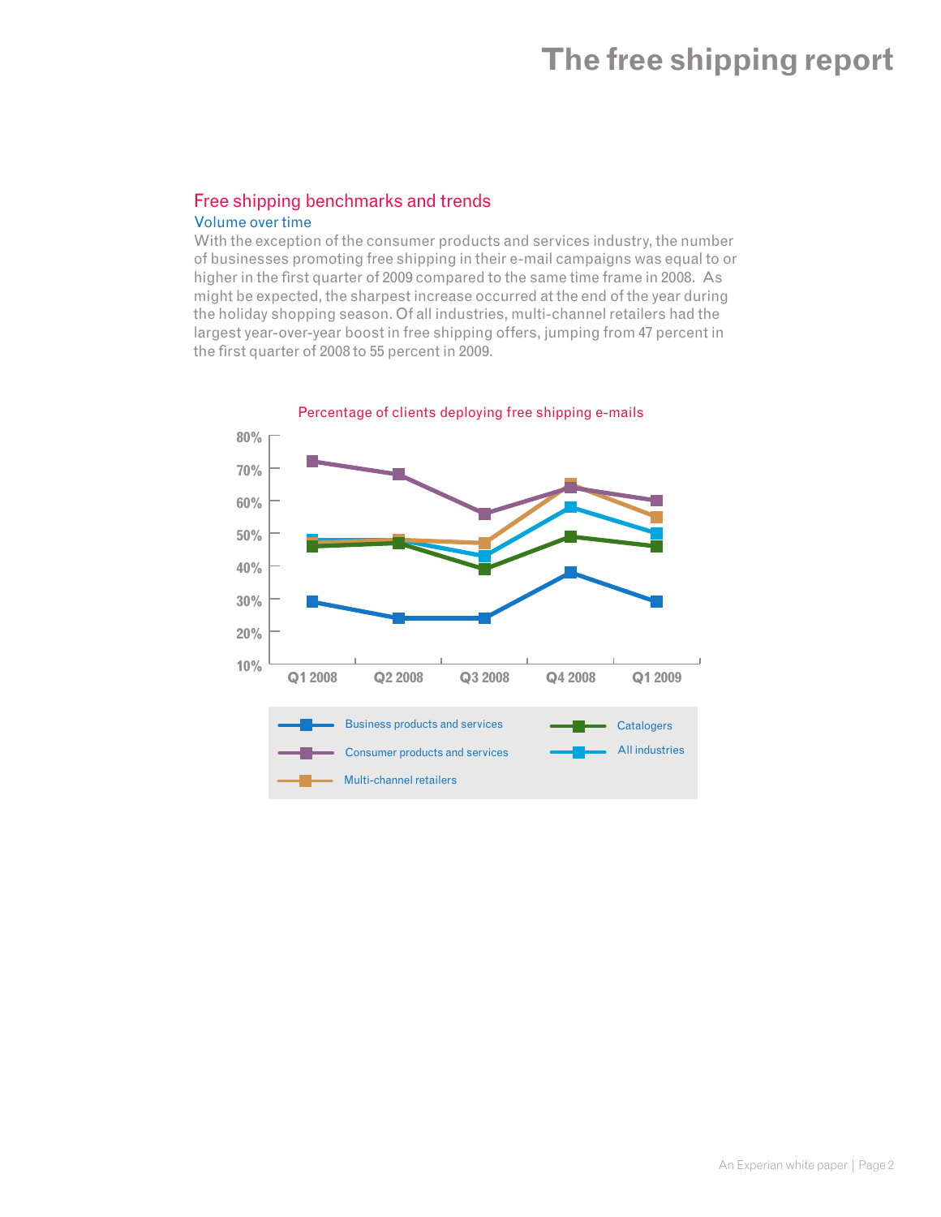## Free shipping benchmarks and trends

### Volume over time

With the exception of the consumer products and services industry, the number of businesses promoting free shipping in their e-mail campaigns was equal to or higher in the first quarter of 2009 compared to the same time frame in 2008. As might be expected, the sharpest increase occurred at the end of the year during the holiday shopping season. Of all industries, multi-channel retailers had the largest year-over-year boost in free shipping offers, jumping from 47 percent in the first quarter of 2008 to 55 percent in 2009.

Percentage of clients deploying free shipping e-mails

| | Q1 2008 | Q2 2008 | Q3 2008 | Q4 2008 | Q1 2009 |
|---|---|---|---|---|---|
| Business products and services | 29% | 24% | 24% | 38% | 29% |
| Consumer products and services | 72% | 68% | 56% | 64% | 60% |
| Multi-channel retailers | 47% | 48% | 47% | 65% | 55% |
| Catalogers | 46% | 47% | 39% | 49% | 46% |
| All industries | 48% | 48% | 43% | 58% | 50% |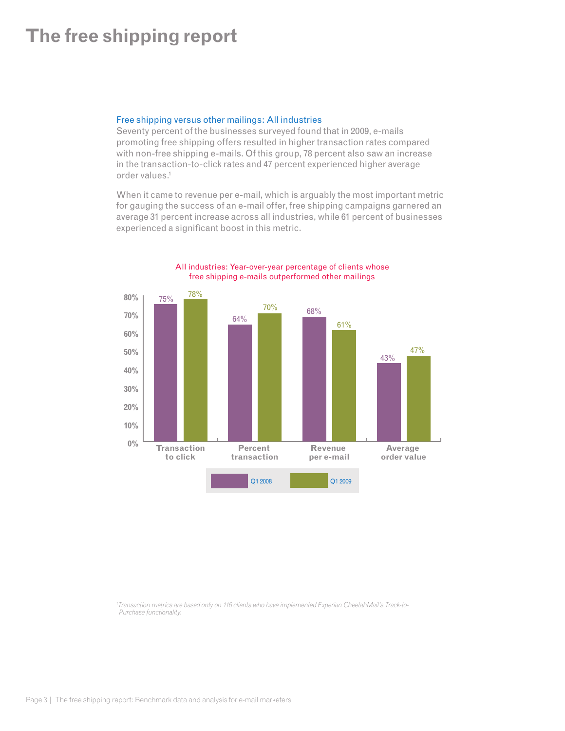# The free shipping report

### Free shipping versus other mailings: All industries

Seventy percent of the businesses surveyed found that in 2009, e-mails promoting free shipping offers resulted in higher transaction rates compared with non-free shipping e-mails. Of this group, 78 percent also saw an increase in the transaction-to-click rates and 47 percent experienced higher average order values.[1]

When it came to revenue per e-mail, which is arguably the most important metric for gauging the success of an e-mail offer, free shipping campaigns garnered an average 31 percent increase across all industries, while 61 percent of businesses experienced a significant boost in this metric.

All industries: Year-over-year percentage of clients whose free shipping e-mails outperformed other mailings

| | Q1 2008 | Q1 2009 |
|---|---|---|
| Transaction to click | 75% | 78% |
| Percent transaction | 64% | 70% |
| Revenue per e-mail | 68% | 61% |
| Average order value | 43% | 47% |

[1]*Transaction metrics are based only on 116 clients who have implemented Experian CheetahMail's Track-to-Purchase functionality.*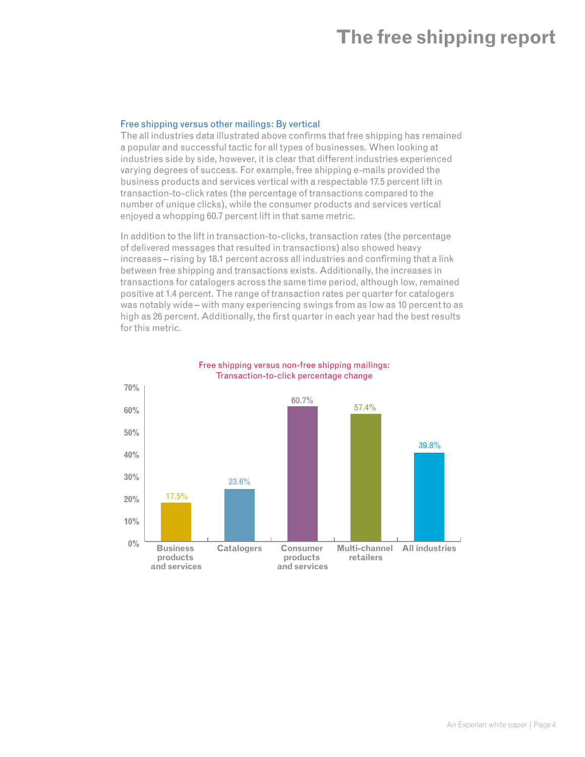## Free shipping versus other mailings: By vertical

The all industries data illustrated above confirms that free shipping has remained a popular and successful tactic for all types of businesses. When looking at industries side by side, however, it is clear that different industries experienced varying degrees of success. For example, free shipping e-mails provided the business products and services vertical with a respectable 17.5 percent lift in transaction-to-click rates (the percentage of transactions compared to the number of unique clicks), while the consumer products and services vertical enjoyed a whopping 60.7 percent lift in that same metric.

In addition to the lift in transaction-to-clicks, transaction rates (the percentage of delivered messages that resulted in transactions) also showed heavy increases – rising by 18.1 percent across all industries and confirming that a link between free shipping and transactions exists. Additionally, the increases in transactions for catalogers across the same time period, although low, remained positive at 1.4 percent. The range of transaction rates per quarter for catalogers was notably wide – with many experiencing swings from as low as 10 percent to as high as 26 percent. Additionally, the first quarter in each year had the best results for this metric.

**Free shipping versus non-free shipping mailings: Transaction-to-click percentage change**

| Vertical | Transaction-to-click percentage change |
|---|---|
| Business products and services | 17.5% |
| Catalogers | 23.6% |
| Consumer products and services | 60.7% |
| Multi-channel retailers | 57.4% |
| All industries | 39.8% |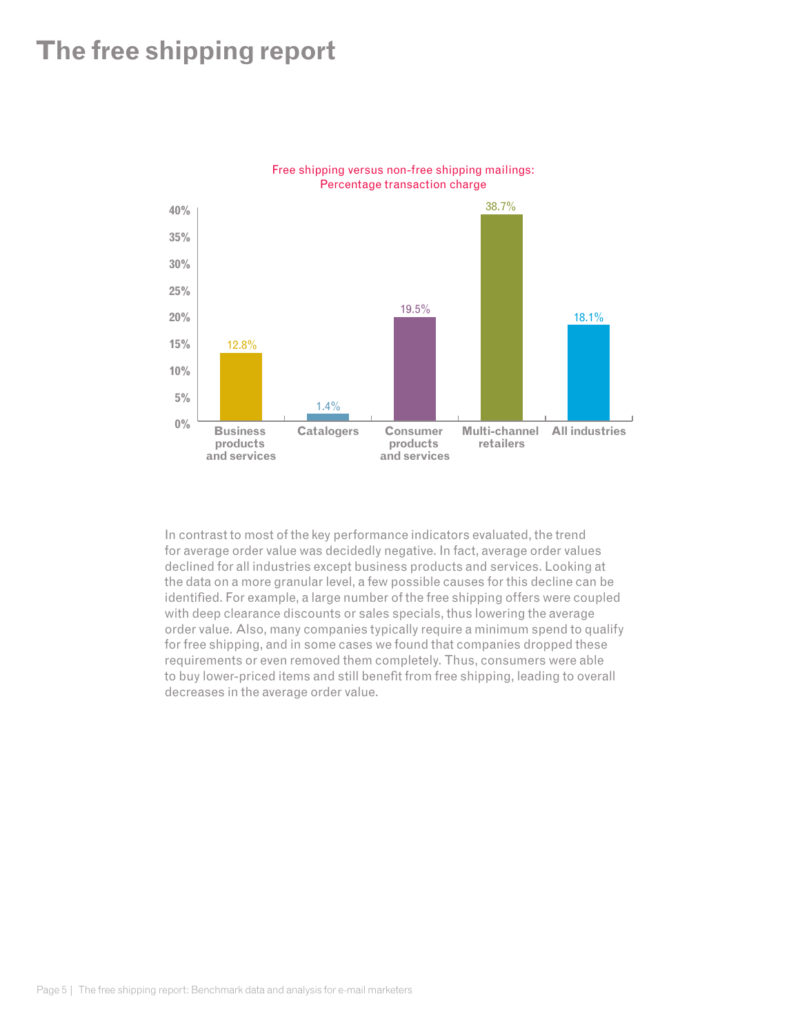# The free shipping report

Free shipping versus non-free shipping mailings:
Percentage transaction charge

| Industry | Percentage |
|---|---|
| Business products and services | 12.8% |
| Catalogers | 1.4% |
| Consumer products and services | 19.5% |
| Multi-channel retailers | 38.7% |
| All industries | 18.1% |

In contrast to most of the key performance indicators evaluated, the trend for average order value was decidedly negative. In fact, average order values declined for all industries except business products and services. Looking at the data on a more granular level, a few possible causes for this decline can be identified. For example, a large number of the free shipping offers were coupled with deep clearance discounts or sales specials, thus lowering the average order value. Also, many companies typically require a minimum spend to qualify for free shipping, and in some cases we found that companies dropped these requirements or even removed them completely. Thus, consumers were able to buy lower-priced items and still benefit from free shipping, leading to overall decreases in the average order value.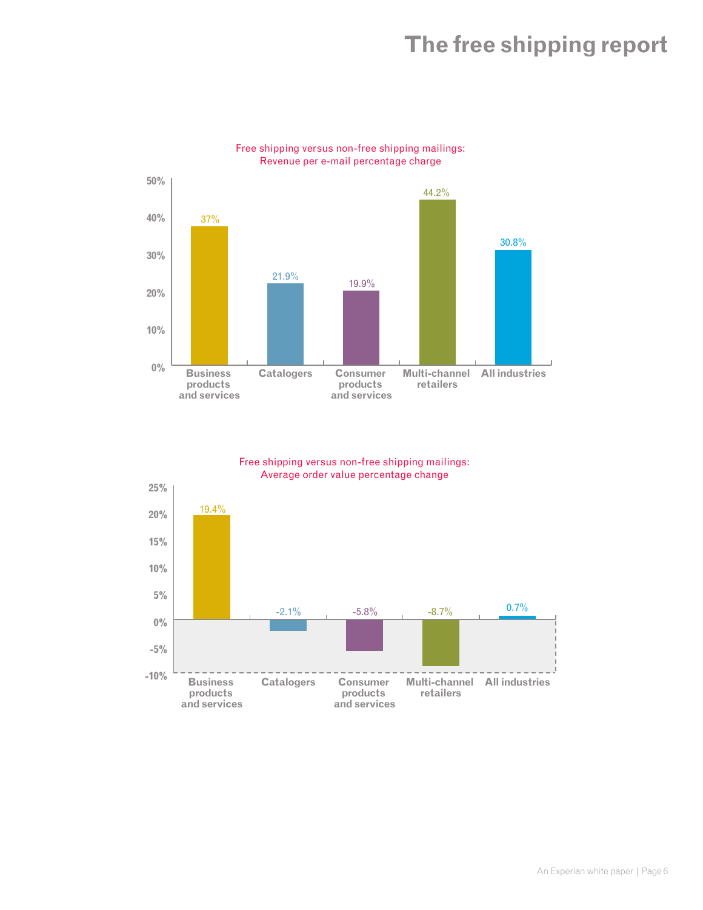Free shipping versus non-free shipping mailings:
Revenue per e-mail percentage charge

| Industry | Revenue per e-mail percentage change |
|---|---|
| Business products and services | 37% |
| Catalogers | 21.9% |
| Consumer products and services | 19.9% |
| Multi-channel retailers | 44.2% |
| All industries | 30.8% |

Free shipping versus non-free shipping mailings:
Average order value percentage change

| Industry | Average order value percentage change |
|---|---|
| Business products and services | 19.4% |
| Catalogers | -2.1% |
| Consumer products and services | -5.8% |
| Multi-channel retailers | -8.7% |
| All industries | 0.7% |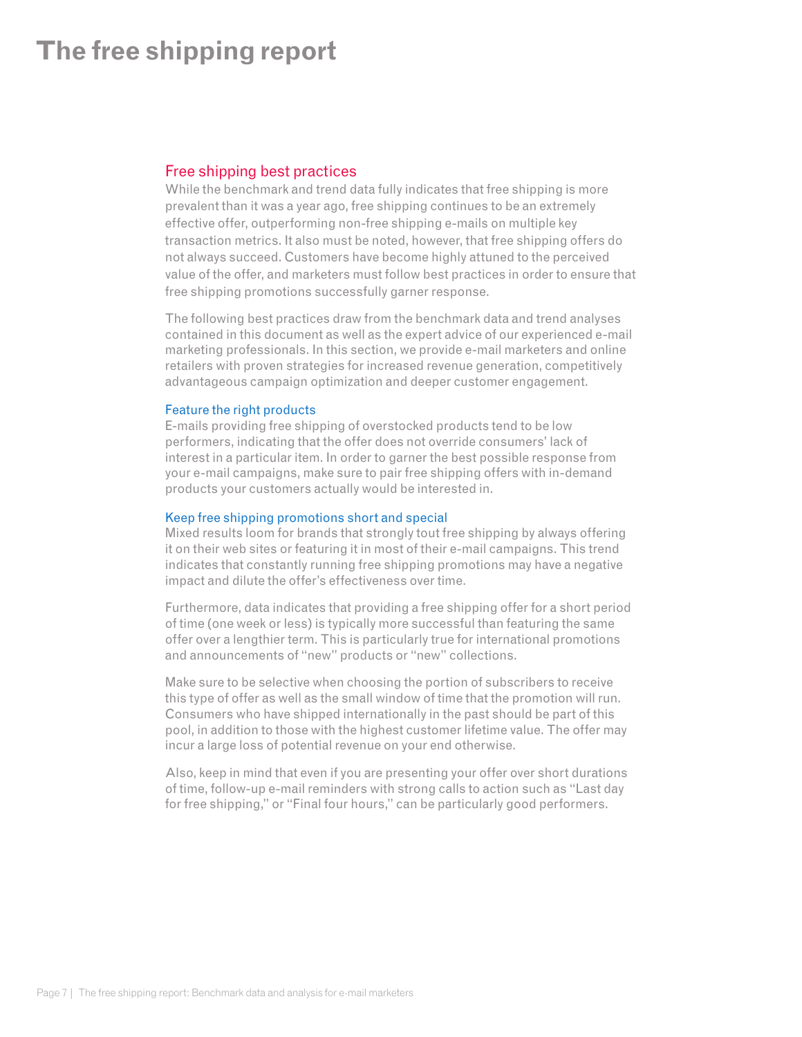# The free shipping report

## Free shipping best practices

While the benchmark and trend data fully indicates that free shipping is more prevalent than it was a year ago, free shipping continues to be an extremely effective offer, outperforming non-free shipping e-mails on multiple key transaction metrics. It also must be noted, however, that free shipping offers do not always succeed. Customers have become highly attuned to the perceived value of the offer, and marketers must follow best practices in order to ensure that free shipping promotions successfully garner response.

The following best practices draw from the benchmark data and trend analyses contained in this document as well as the expert advice of our experienced e-mail marketing professionals. In this section, we provide e-mail marketers and online retailers with proven strategies for increased revenue generation, competitively advantageous campaign optimization and deeper customer engagement.

### Feature the right products

E-mails providing free shipping of overstocked products tend to be low performers, indicating that the offer does not override consumers' lack of interest in a particular item. In order to garner the best possible response from your e-mail campaigns, make sure to pair free shipping offers with in-demand products your customers actually would be interested in.

### Keep free shipping promotions short and special

Mixed results loom for brands that strongly tout free shipping by always offering it on their web sites or featuring it in most of their e-mail campaigns. This trend indicates that constantly running free shipping promotions may have a negative impact and dilute the offer's effectiveness over time.

Furthermore, data indicates that providing a free shipping offer for a short period of time (one week or less) is typically more successful than featuring the same offer over a lengthier term. This is particularly true for international promotions and announcements of "new" products or "new" collections.

Make sure to be selective when choosing the portion of subscribers to receive this type of offer as well as the small window of time that the promotion will run. Consumers who have shipped internationally in the past should be part of this pool, in addition to those with the highest customer lifetime value. The offer may incur a large loss of potential revenue on your end otherwise.

Also, keep in mind that even if you are presenting your offer over short durations of time, follow-up e-mail reminders with strong calls to action such as "Last day for free shipping," or "Final four hours," can be particularly good performers.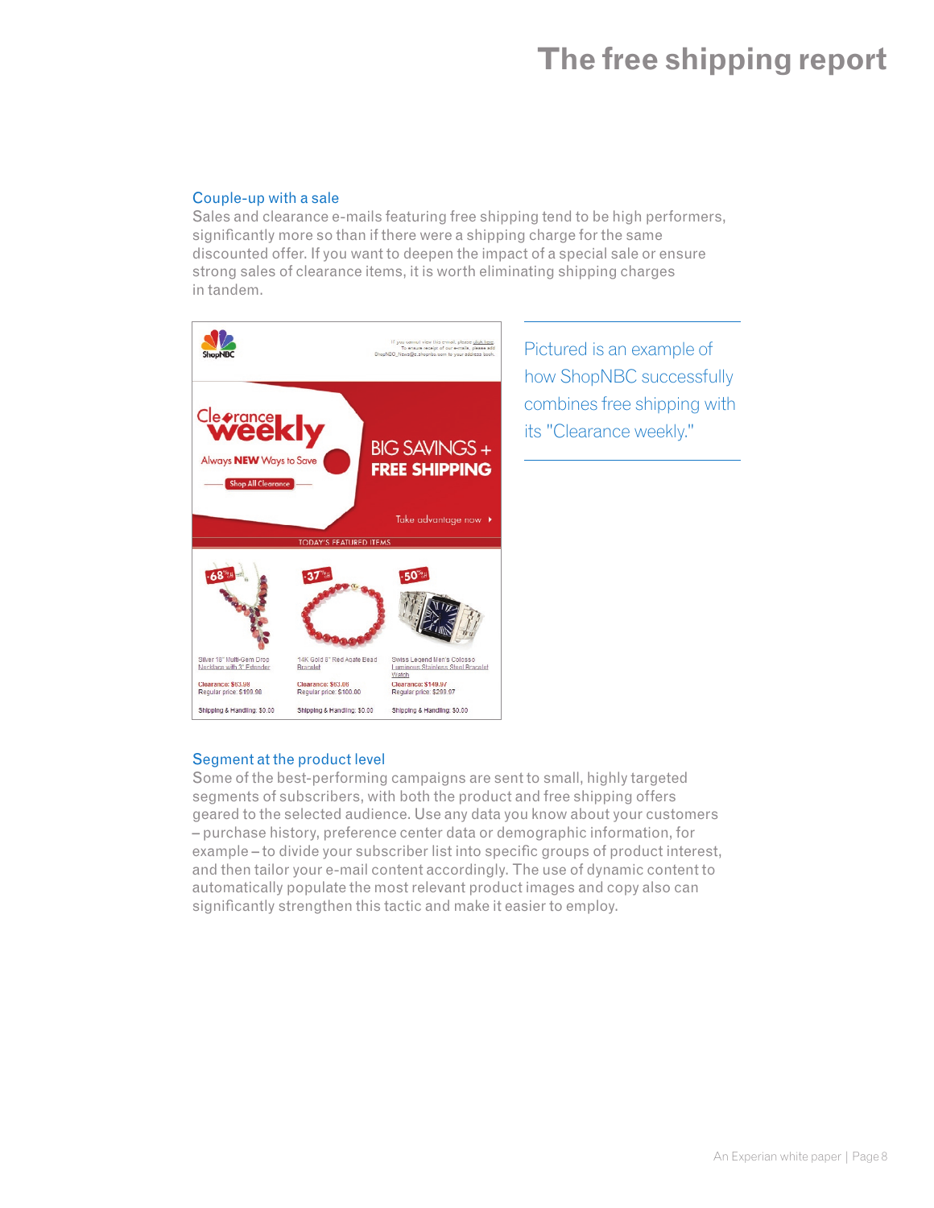## Couple-up with a sale

Sales and clearance e-mails featuring free shipping tend to be high performers, significantly more so than if there were a shipping charge for the same discounted offer. If you want to deepen the impact of a special sale or ensure strong sales of clearance items, it is worth eliminating shipping charges in tandem.

Pictured is an example of how ShopNBC successfully combines free shipping with its "Clearance weekly."

## Segment at the product level

Some of the best-performing campaigns are sent to small, highly targeted segments of subscribers, with both the product and free shipping offers geared to the selected audience. Use any data you know about your customers – purchase history, preference center data or demographic information, for example – to divide your subscriber list into specific groups of product interest, and then tailor your e-mail content accordingly. The use of dynamic content to automatically populate the most relevant product images and copy also can significantly strengthen this tactic and make it easier to employ.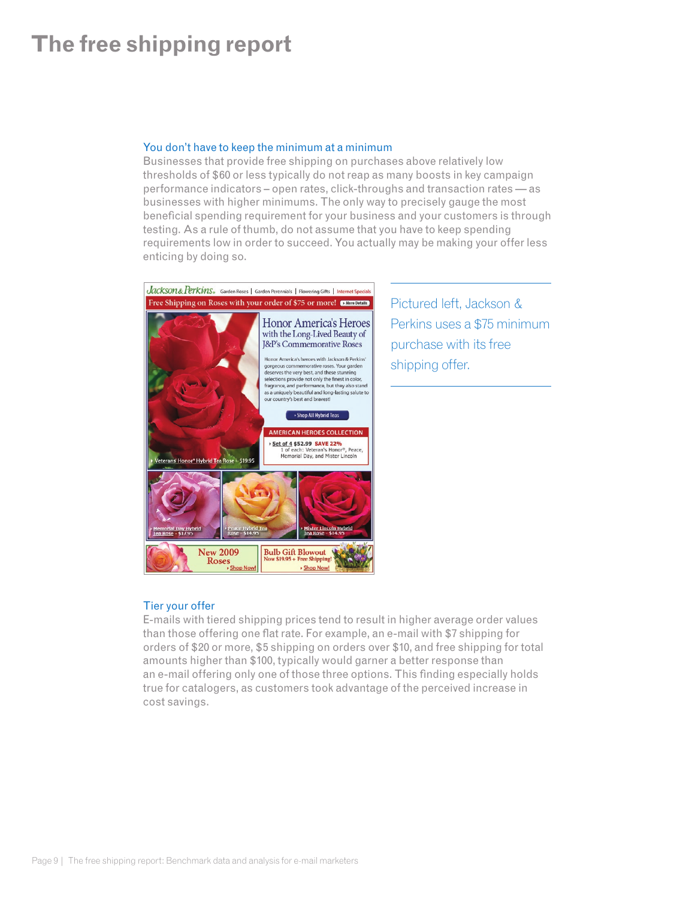# The free shipping report

## You don't have to keep the minimum at a minimum

Businesses that provide free shipping on purchases above relatively low thresholds of $60 or less typically do not reap as many boosts in key campaign performance indicators – open rates, click-throughs and transaction rates — as businesses with higher minimums. The only way to precisely gauge the most beneficial spending requirement for your business and your customers is through testing. As a rule of thumb, do not assume that you have to keep spending requirements low in order to succeed. You actually may be making your offer less enticing by doing so.

Pictured left, Jackson & Perkins uses a $75 minimum purchase with its free shipping offer.

## Tier your offer

E-mails with tiered shipping prices tend to result in higher average order values than those offering one flat rate. For example, an e-mail with $7 shipping for orders of $20 or more, $5 shipping on orders over $10, and free shipping for total amounts higher than $100, typically would garner a better response than an e-mail offering only one of those three options. This finding especially holds true for catalogers, as customers took advantage of the perceived increase in cost savings.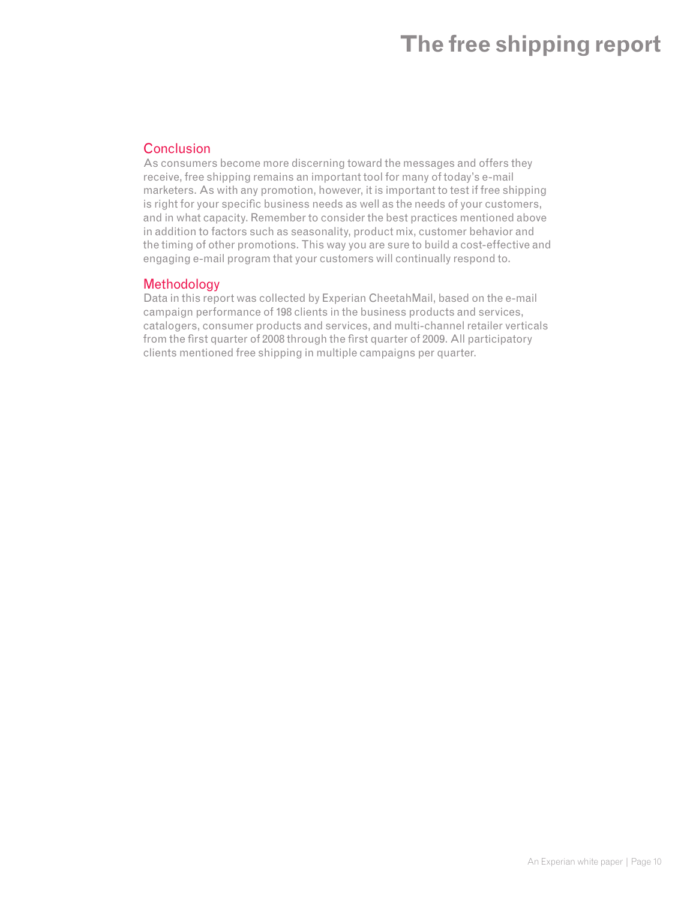## Conclusion

As consumers become more discerning toward the messages and offers they receive, free shipping remains an important tool for many of today's e-mail marketers. As with any promotion, however, it is important to test if free shipping is right for your specific business needs as well as the needs of your customers, and in what capacity. Remember to consider the best practices mentioned above in addition to factors such as seasonality, product mix, customer behavior and the timing of other promotions. This way you are sure to build a cost-effective and engaging e-mail program that your customers will continually respond to.

## Methodology

Data in this report was collected by Experian CheetahMail, based on the e-mail campaign performance of 198 clients in the business products and services, catalogers, consumer products and services, and multi-channel retailer verticals from the first quarter of 2008 through the first quarter of 2009. All participatory clients mentioned free shipping in multiple campaigns per quarter.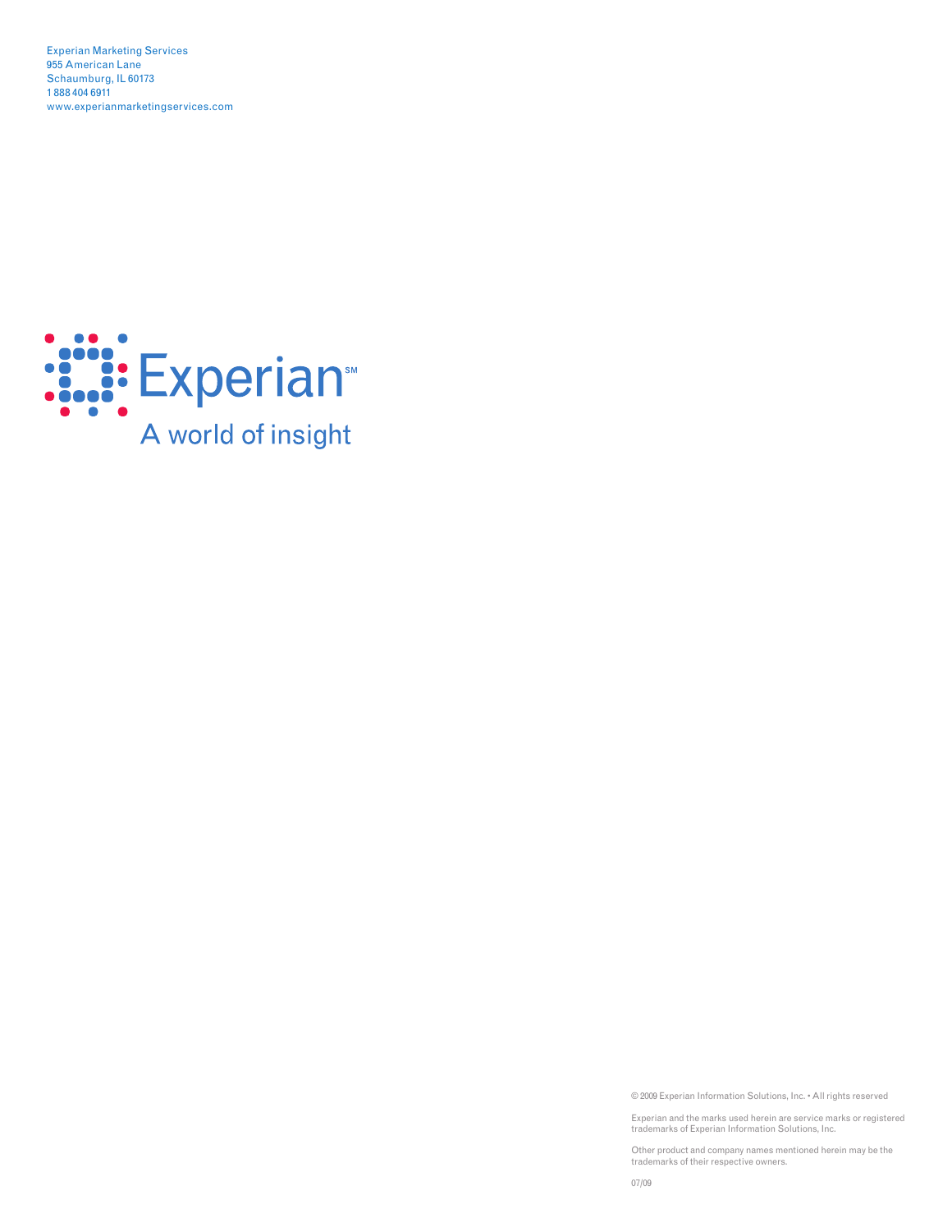Experian Marketing Services
955 American Lane
Schaumburg, IL 60173
1 888 404 6911
www.experianmarketingservices.com

Experian℠
A world of insight

© 2009 Experian Information Solutions, Inc. • All rights reserved

Experian and the marks used herein are service marks or registered trademarks of Experian Information Solutions, Inc.

Other product and company names mentioned herein may be the trademarks of their respective owners.

07/09